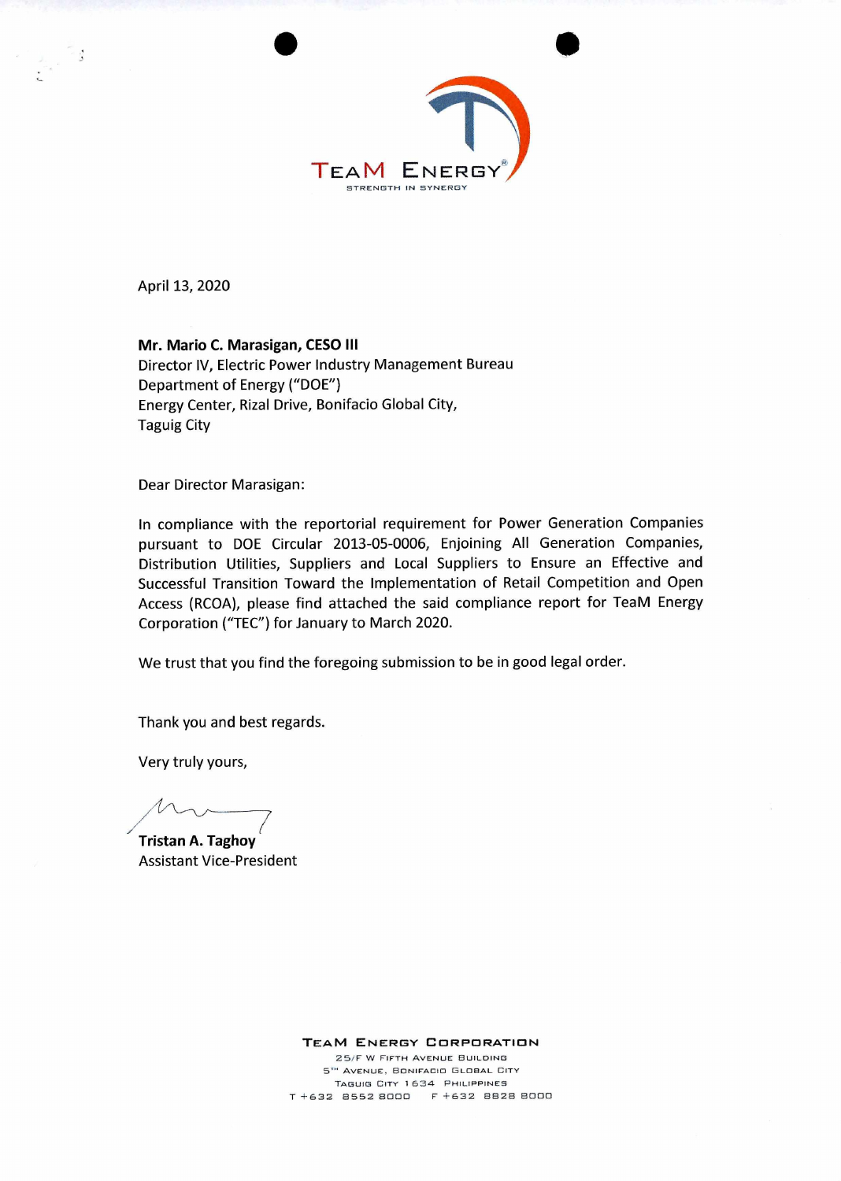TEAM ENERGY
STRENGTH IN SYNERGY

April 13, 2020

**Mr. Mario C. Marasigan, CESO III**
Director IV, Electric Power Industry Management Bureau
Department of Energy ("DOE")
Energy Center, Rizal Drive, Bonifacio Global City,
Taguig City

Dear Director Marasigan:

In compliance with the reportorial requirement for Power Generation Companies pursuant to DOE Circular 2013-05-0006, Enjoining All Generation Companies, Distribution Utilities, Suppliers and Local Suppliers to Ensure an Effective and Successful Transition Toward the Implementation of Retail Competition and Open Access (RCOA), please find attached the said compliance report for TeaM Energy Corporation ("TEC") for January to March 2020.

We trust that you find the foregoing submission to be in good legal order.

Thank you and best regards.

Very truly yours,

**Tristan A. Taghoy**
Assistant Vice-President

TEAM ENERGY CORPORATION
25/F W Fifth Avenue Building
5TH Avenue, Bonifacio Global City
Taguig City 1634 Philippines
T +632 8552 8000 F +632 8828 8000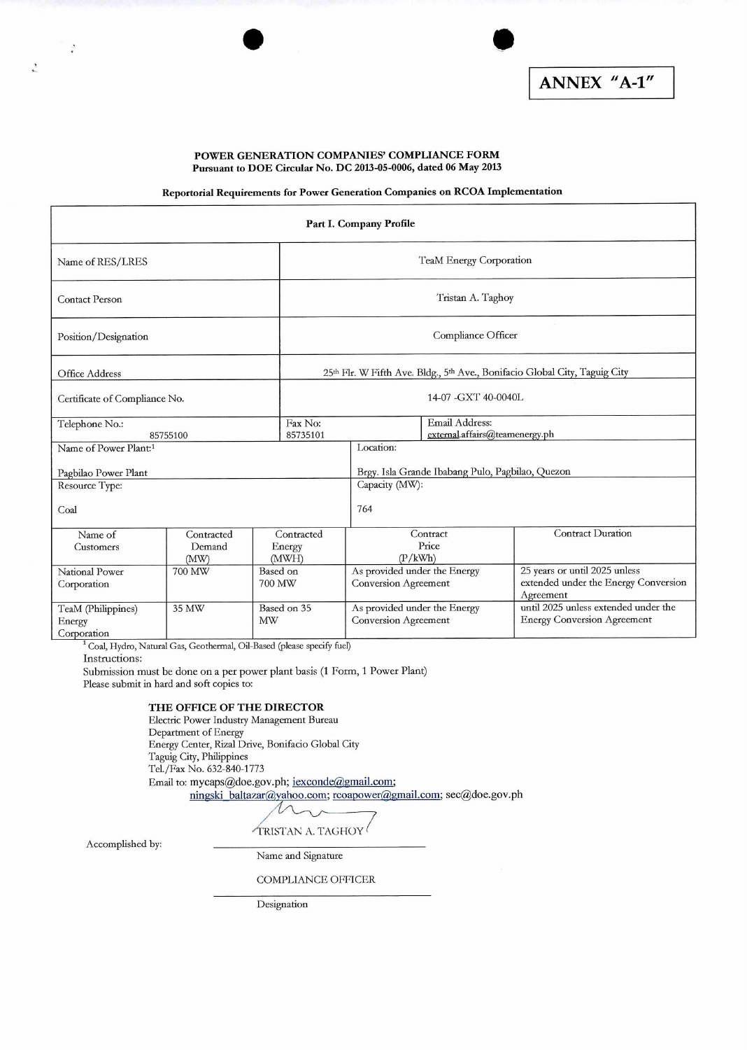**ANNEX "A-1"**

**POWER GENERATION COMPANIES' COMPLIANCE FORM**
**Pursuant to DOE Circular No. DC 2013-05-0006, dated 06 May 2013**

**Reportorial Requirements for Power Generation Companies on RCOA Implementation**

| **Part I. Company Profile** | | | | |
|---|---|---|---|---|
| Name of RES/LRES | TeaM Energy Corporation | | | |
| Contact Person | Tristan A. Taghoy | | | |
| Position/Designation | Compliance Officer | | | |
| Office Address | 25th Flr. W Fifth Ave. Bldg., 5th Ave., Bonifacio Global City, Taguig City | | | |
| Certificate of Compliance No. | 14-07 -GXT 40-0040L | | | |
| Telephone No.: 85755100 | Fax No: 85735101 | | Email Address: external.affairs@teamenergy.ph | |
| Name of Power Plant:[1] Pagbilao Power Plant | | | Location: Brgy. Isla Grande Ibabang Pulo, Pagbilao, Quezon | |
| Resource Type: Coal | | | Capacity (MW): 764 | |
| Name of Customers | Contracted Demand (MW) | Contracted Energy (MWH) | Contract Price (P/kWh) | Contract Duration |
| National Power Corporation | 700 MW | Based on 700 MW | As provided under the Energy Conversion Agreement | 25 years or until 2025 unless extended under the Energy Conversion Agreement |
| TeaM (Philippines) Energy Corporation | 35 MW | Based on 35 MW | As provided under the Energy Conversion Agreement | until 2025 unless extended under the Energy Conversion Agreement |

[1] Coal, Hydro, Natural Gas, Geothermal, Oil-Based (please specify fuel)

Instructions:

Submission must be done on a per power plant basis (1 Form, 1 Power Plant)

Please submit in hard and soft copies to:

**THE OFFICE OF THE DIRECTOR**
Electric Power Industry Management Bureau
Department of Energy
Energy Center, Rizal Drive, Bonifacio Global City
Taguig City, Philippines
Tel./Fax No. 632-840-1773
Email to: mycaps@doe.gov.ph; iexconde@gmail.com; ningski_baltazar@yahoo.com; rcoapower@gmail.com; sec@doe.gov.ph

Accomplished by:

TRISTAN A. TAGHOY
Name and Signature

COMPLIANCE OFFICER
Designation